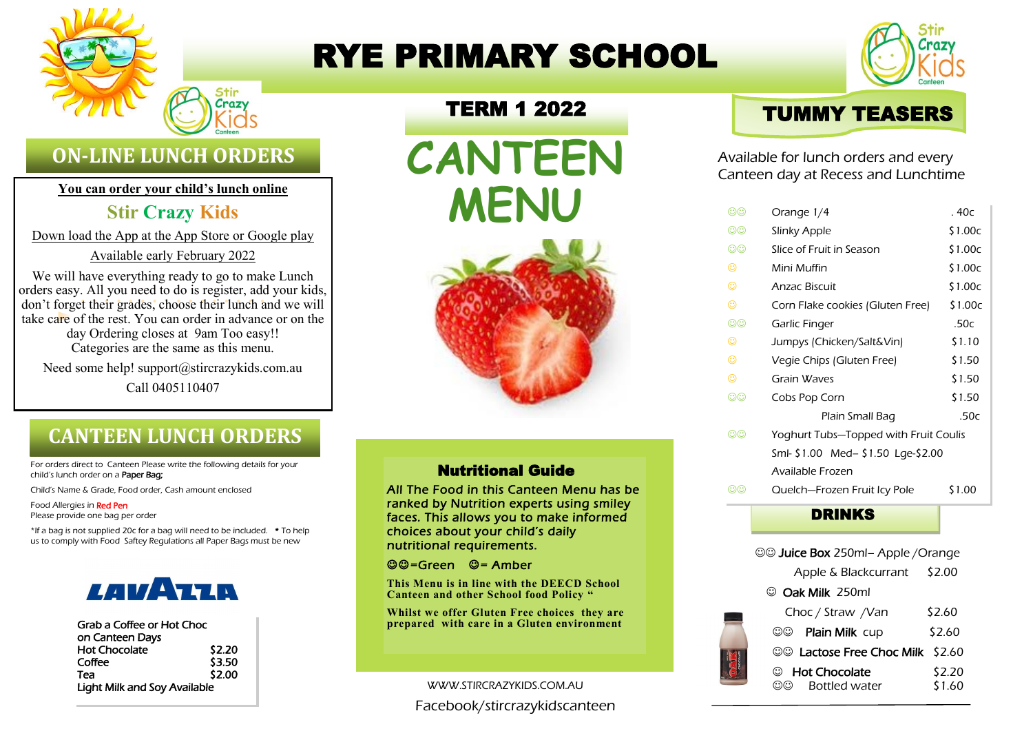# RYE PRIMARY SCHOOL

## TERM 1 2022

# CANTEEN MENU

## ON-LINE LUNCH ORDERS

**You can order your child's lunch online**

**Stir Crazy Kids**

Down load the App at the App Store or Google play

Available early February 2022

We will have everything ready to go to make Lunch orders easy. All you need to do is register, add your kids, don't forget their grades, choose their lunch and we will take care of the rest. You can order in advance or on the day Ordering closes at 9am Too easy!! Categories are the same as this menu.

Need some help! support@stircrazykids.com.au

Call 0405110407

## CANTEEN LUNCH ORDERS

For orders direct to Canteen Please write the following details for your child's lunch order on a **Paper Bag;**

Child's Name & Grade, Food order, Cash amount enclosed

Food Allergies in Red Pen

Please provide one bag per order

*If a bag is not supplied 20c for a bag will need to be included. * To help us to comply with Food Saftey Regulations all Paper Bags must be new

LAVAZZA

Grab a Coffee or Hot Choc on Canteen Days

| | |
|---|---|
| Hot Chocolate | $2.20 |
| Coffee | $3.50 |
| Tea | $2.00 |

Light Milk and Soy Available

### Nutritional Guide

All The Food in this Canteen Menu has be ranked by Nutrition experts using smiley faces. This allows you to make informed choices about your child's daily nutritional requirements.

☺☺=Green ☺= Amber

**This Menu is in line with the DEECD School Canteen and other School food Policy "**

**Whilst we offer Gluten Free choices they are prepared with care in a Gluten environment**

WWW.STIRCRAZYKIDS.COM.AU

Facebook/stircrazykidscanteen

## TUMMY TEASERS

Available for lunch orders and every Canteen day at Recess and Lunchtime

| | | |
|---|---|---|
| ☺☺ | Orange 1/4 | . 40c |
| ☺☺ | Slinky Apple | $1.00c |
| ☺☺ | Slice of Fruit in Season | $1.00c |
| ☺ | Mini Muffin | $1.00c |
| ☺ | Anzac Biscuit | $1.00c |
| ☺ | Corn Flake cookies (Gluten Free) | $1.00c |
| ☺☺ | Garlic Finger | .50c |
| ☺ | Jumpys (Chicken/Salt&Vin) | $1.10 |
| ☺ | Vegie Chips (Gluten Free) | $1.50 |
| ☺ | Grain Waves | $1.50 |
| ☺☺ | Cobs Pop Corn | $1.50 |
| | Plain Small Bag | .50c |
| ☺☺ | Yoghurt Tubs—Topped with Fruit Coulis<br>Sml- $1.00 Med– $1.50 Lge-$2.00<br>Available Frozen | |
| ☺☺ | Quelch—Frozen Fruit Icy Pole | $1.00 |

## DRINKS

| | | |
|---|---|---|
| ☺☺ | **Juice Box** 250ml– Apple /Orange<br>Apple & Blackcurrant | $2.00 |
| ☺ | **Oak Milk** 250ml<br>Choc / Straw /Van | $2.60 |
| ☺☺ | **Plain Milk** cup | $2.60 |
| ☺☺ | **Lactose Free Choc Milk** | $2.60 |
| ☺ | **Hot Chocolate** | $2.20 |
| ☺☺ | Bottled water | $1.60 |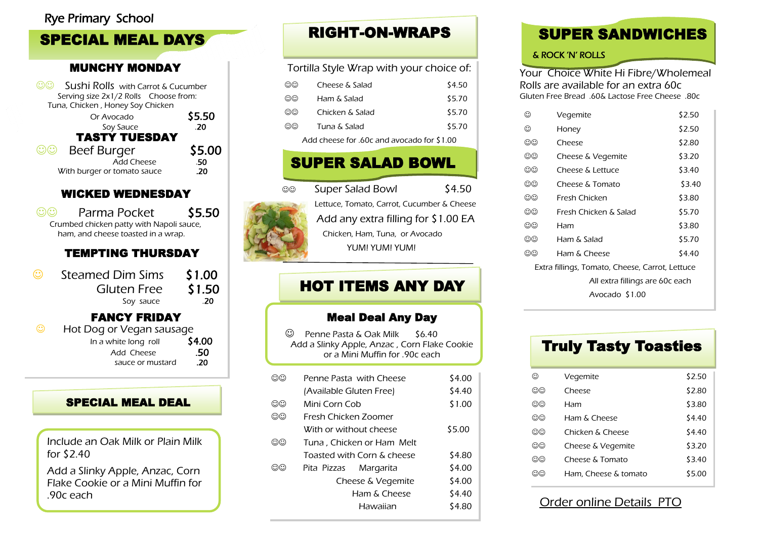Rye Primary School

## SPECIAL MEAL DAYS

### MUNCHY MONDAY

☺☺ Sushi Rolls with Carrot & Cucumber
Serving size 2x1/2 Rolls Choose from:
Tuna, Chicken , Honey Soy Chicken
Or Avocado $5.50
Soy Sauce .20

### TASTY TUESDAY

☺☺ Beef Burger $5.00
Add Cheese .50
With burger or tomato sauce .20

### WICKED WEDNESDAY

☺☺ Parma Pocket $5.50
Crumbed chicken patty with Napoli sauce, ham, and cheese toasted in a wrap.

### TEMPTING THURSDAY

☺ Steamed Dim Sims $1.00
Gluten Free $1.50
Soy sauce .20

### FANCY FRIDAY

☺ Hot Dog or Vegan sausage
In a white long roll $4.00
Add Cheese .50
sauce or mustard .20

## SPECIAL MEAL DEAL

Include an Oak Milk or Plain Milk for $2.40

Add a Slinky Apple, Anzac, Corn Flake Cookie or a Mini Muffin for .90c each

## RIGHT-ON-WRAPS

Tortilla Style Wrap with your choice of:

| | | |
|---|---|---|
| ☺☺ | Cheese & Salad | $4.50 |
| ☺☺ | Ham & Salad | $5.70 |
| ☺☺ | Chicken & Salad | $5.70 |
| ☺☺ | Tuna & Salad | $5.70 |

Add cheese for .60c and avocado for $1.00

## SUPER SALAD BOWL

☺☺ Super Salad Bowl $4.50
Lettuce, Tomato, Carrot, Cucumber & Cheese
Add any extra filling for $1.00 EA
Chicken, Ham, Tuna, or Avocado
YUM! YUM! YUM!

## HOT ITEMS ANY DAY

**Meal Deal Any Day**

☺ Penne Pasta & Oak Milk $6.40
Add a Slinky Apple, Anzac , Corn Flake Cookie or a Mini Muffin for .90c each

| | | |
|---|---|---|
| ☺☺ | Penne Pasta with Cheese | $4.00 |
| | (Available Gluten Free) | $4.40 |
| ☺☺ | Mini Corn Cob | $1.00 |
| ☺☺ | Fresh Chicken Zoomer With or without cheese | $5.00 |
| ☺☺ | Tuna , Chicken or Ham Melt Toasted with Corn & cheese | $4.80 |
| ☺☺ | Pita Pizzas Margarita | $4.00 |
| | Cheese & Vegemite | $4.00 |
| | Ham & Cheese | $4.40 |
| | Hawaiian | $4.80 |

## SUPER SANDWICHES
### & ROCK 'N' ROLLS

Your Choice White Hi Fibre/Wholemeal
Rolls are available for an extra 60c
Gluten Free Bread .60& Lactose Free Cheese .80c

| | | |
|---|---|---|
| ☺ | Vegemite | $2.50 |
| ☺ | Honey | $2.50 |
| ☺☺ | Cheese | $2.80 |
| ☺☺ | Cheese & Vegemite | $3.20 |
| ☺☺ | Cheese & Lettuce | $3.40 |
| ☺☺ | Cheese & Tomato | $3.40 |
| ☺☺ | Fresh Chicken | $3.80 |
| ☺☺ | Fresh Chicken & Salad | $5.70 |
| ☺☺ | Ham | $3.80 |
| ☺☺ | Ham & Salad | $5.70 |
| ☺☺ | Ham & Cheese | $4.40 |

Extra fillings, Tomato, Cheese, Carrot, Lettuce
All extra fillings are 60c each
Avocado $1.00

## Truly Tasty Toasties

| | | |
|---|---|---|
| ☺ | Vegemite | $2.50 |
| ☺☺ | Cheese | $2.80 |
| ☺☺ | Ham | $3.80 |
| ☺☺ | Ham & Cheese | $4.40 |
| ☺☺ | Chicken & Cheese | $4.40 |
| ☺☺ | Cheese & Vegemite | $3.20 |
| ☺☺ | Cheese & Tomato | $3.40 |
| ☺☺ | Ham, Cheese & tomato | $5.00 |

Order online Details PTO